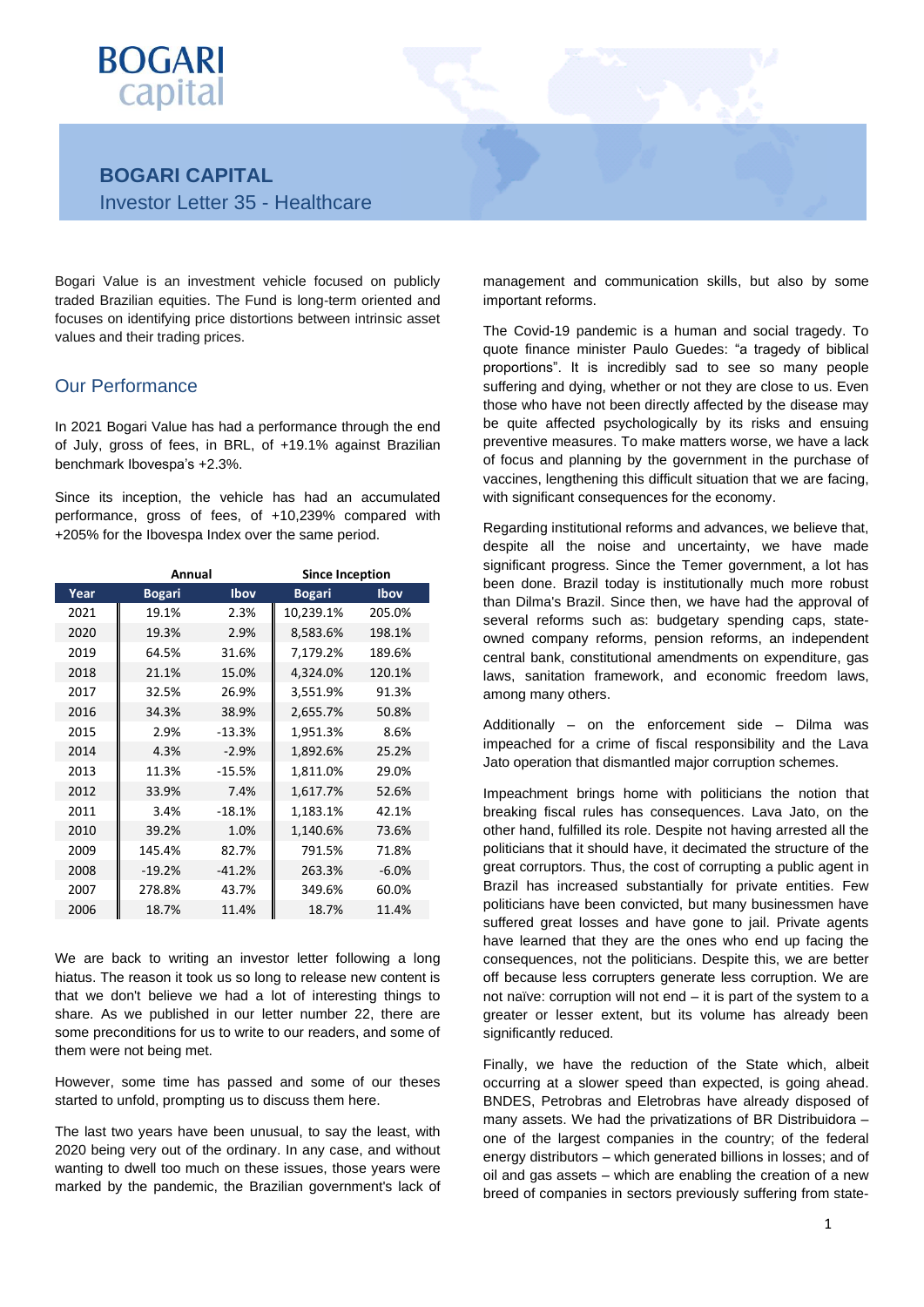# BOGARI CAPITAL

Investor Letter 35 - Healthcare

Bogari Value is an investment vehicle focused on publicly traded Brazilian equities. The Fund is long-term oriented and focuses on identifying price distortions between intrinsic asset values and their trading prices.

## Our Performance

In 2021 Bogari Value has had a performance through the end of July, gross of fees, in BRL, of +19.1% against Brazilian benchmark Ibovespa's +2.3%.

Since its inception, the vehicle has had an accumulated performance, gross of fees, of +10,239% compared with +205% for the Ibovespa Index over the same period.

| | Annual | | Since Inception | |
|---|---|---|---|---|
| Year | Bogari | Ibov | Bogari | Ibov |
| 2021 | 19.1% | 2.3% | 10,239.1% | 205.0% |
| 2020 | 19.3% | 2.9% | 8,583.6% | 198.1% |
| 2019 | 64.5% | 31.6% | 7,179.2% | 189.6% |
| 2018 | 21.1% | 15.0% | 4,324.0% | 120.1% |
| 2017 | 32.5% | 26.9% | 3,551.9% | 91.3% |
| 2016 | 34.3% | 38.9% | 2,655.7% | 50.8% |
| 2015 | 2.9% | -13.3% | 1,951.3% | 8.6% |
| 2014 | 4.3% | -2.9% | 1,892.6% | 25.2% |
| 2013 | 11.3% | -15.5% | 1,811.0% | 29.0% |
| 2012 | 33.9% | 7.4% | 1,617.7% | 52.6% |
| 2011 | 3.4% | -18.1% | 1,183.1% | 42.1% |
| 2010 | 39.2% | 1.0% | 1,140.6% | 73.6% |
| 2009 | 145.4% | 82.7% | 791.5% | 71.8% |
| 2008 | -19.2% | -41.2% | 263.3% | -6.0% |
| 2007 | 278.8% | 43.7% | 349.6% | 60.0% |
| 2006 | 18.7% | 11.4% | 18.7% | 11.4% |

We are back to writing an investor letter following a long hiatus. The reason it took us so long to release new content is that we don't believe we had a lot of interesting things to share. As we published in our letter number 22, there are some preconditions for us to write to our readers, and some of them were not being met.

However, some time has passed and some of our theses started to unfold, prompting us to discuss them here.

The last two years have been unusual, to say the least, with 2020 being very out of the ordinary. In any case, and without wanting to dwell too much on these issues, those years were marked by the pandemic, the Brazilian government's lack of management and communication skills, but also by some important reforms.

The Covid-19 pandemic is a human and social tragedy. To quote finance minister Paulo Guedes: "a tragedy of biblical proportions". It is incredibly sad to see so many people suffering and dying, whether or not they are close to us. Even those who have not been directly affected by the disease may be quite affected psychologically by its risks and ensuing preventive measures. To make matters worse, we have a lack of focus and planning by the government in the purchase of vaccines, lengthening this difficult situation that we are facing, with significant consequences for the economy.

Regarding institutional reforms and advances, we believe that, despite all the noise and uncertainty, we have made significant progress. Since the Temer government, a lot has been done. Brazil today is institutionally much more robust than Dilma's Brazil. Since then, we have had the approval of several reforms such as: budgetary spending caps, state-owned company reforms, pension reforms, an independent central bank, constitutional amendments on expenditure, gas laws, sanitation framework, and economic freedom laws, among many others.

Additionally – on the enforcement side – Dilma was impeached for a crime of fiscal responsibility and the Lava Jato operation that dismantled major corruption schemes.

Impeachment brings home with politicians the notion that breaking fiscal rules has consequences. Lava Jato, on the other hand, fulfilled its role. Despite not having arrested all the politicians that it should have, it decimated the structure of the great corruptors. Thus, the cost of corrupting a public agent in Brazil has increased substantially for private entities. Few politicians have been convicted, but many businessmen have suffered great losses and have gone to jail. Private agents have learned that they are the ones who end up facing the consequences, not the politicians. Despite this, we are better off because less corrupters generate less corruption. We are not naïve: corruption will not end – it is part of the system to a greater or lesser extent, but its volume has already been significantly reduced.

Finally, we have the reduction of the State which, albeit occurring at a slower speed than expected, is going ahead. BNDES, Petrobras and Eletrobras have already disposed of many assets. We had the privatizations of BR Distribuidora – one of the largest companies in the country; of the federal energy distributors – which generated billions in losses; and of oil and gas assets – which are enabling the creation of a new breed of companies in sectors previously suffering from state-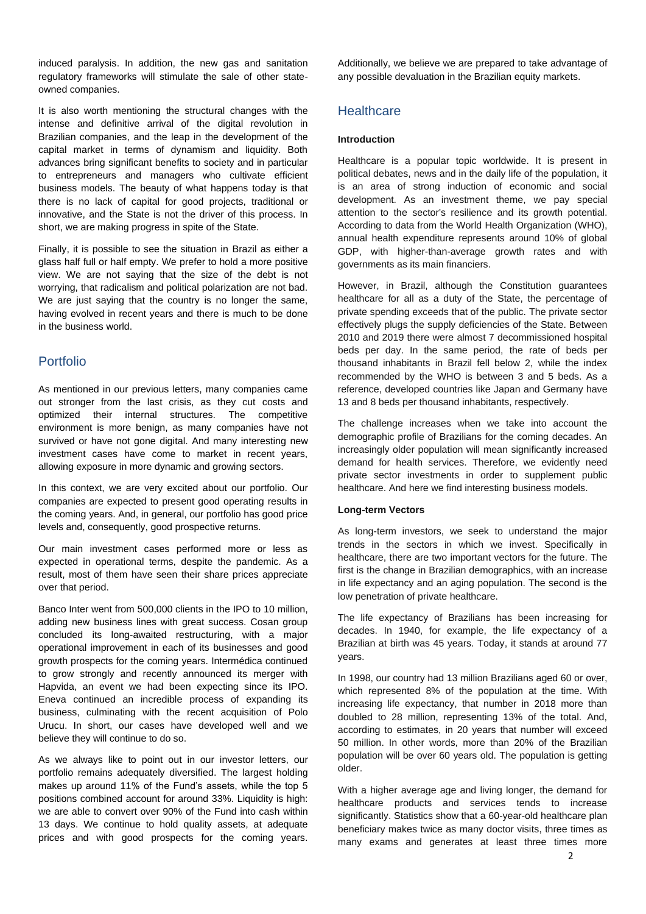induced paralysis. In addition, the new gas and sanitation regulatory frameworks will stimulate the sale of other state-owned companies.

It is also worth mentioning the structural changes with the intense and definitive arrival of the digital revolution in Brazilian companies, and the leap in the development of the capital market in terms of dynamism and liquidity. Both advances bring significant benefits to society and in particular to entrepreneurs and managers who cultivate efficient business models. The beauty of what happens today is that there is no lack of capital for good projects, traditional or innovative, and the State is not the driver of this process. In short, we are making progress in spite of the State.

Finally, it is possible to see the situation in Brazil as either a glass half full or half empty. We prefer to hold a more positive view. We are not saying that the size of the debt is not worrying, that radicalism and political polarization are not bad. We are just saying that the country is no longer the same, having evolved in recent years and there is much to be done in the business world.

## Portfolio

As mentioned in our previous letters, many companies came out stronger from the last crisis, as they cut costs and optimized their internal structures. The competitive environment is more benign, as many companies have not survived or have not gone digital. And many interesting new investment cases have come to market in recent years, allowing exposure in more dynamic and growing sectors.

In this context, we are very excited about our portfolio. Our companies are expected to present good operating results in the coming years. And, in general, our portfolio has good price levels and, consequently, good prospective returns.

Our main investment cases performed more or less as expected in operational terms, despite the pandemic. As a result, most of them have seen their share prices appreciate over that period.

Banco Inter went from 500,000 clients in the IPO to 10 million, adding new business lines with great success. Cosan group concluded its long-awaited restructuring, with a major operational improvement in each of its businesses and good growth prospects for the coming years. Intermédica continued to grow strongly and recently announced its merger with Hapvida, an event we had been expecting since its IPO. Eneva continued an incredible process of expanding its business, culminating with the recent acquisition of Polo Urucu. In short, our cases have developed well and we believe they will continue to do so.

As we always like to point out in our investor letters, our portfolio remains adequately diversified. The largest holding makes up around 11% of the Fund's assets, while the top 5 positions combined account for around 33%. Liquidity is high: we are able to convert over 90% of the Fund into cash within 13 days. We continue to hold quality assets, at adequate prices and with good prospects for the coming years. Additionally, we believe we are prepared to take advantage of any possible devaluation in the Brazilian equity markets.

## Healthcare

### Introduction

Healthcare is a popular topic worldwide. It is present in political debates, news and in the daily life of the population, it is an area of strong induction of economic and social development. As an investment theme, we pay special attention to the sector's resilience and its growth potential. According to data from the World Health Organization (WHO), annual health expenditure represents around 10% of global GDP, with higher-than-average growth rates and with governments as its main financiers.

However, in Brazil, although the Constitution guarantees healthcare for all as a duty of the State, the percentage of private spending exceeds that of the public. The private sector effectively plugs the supply deficiencies of the State. Between 2010 and 2019 there were almost 7 decommissioned hospital beds per day. In the same period, the rate of beds per thousand inhabitants in Brazil fell below 2, while the index recommended by the WHO is between 3 and 5 beds. As a reference, developed countries like Japan and Germany have 13 and 8 beds per thousand inhabitants, respectively.

The challenge increases when we take into account the demographic profile of Brazilians for the coming decades. An increasingly older population will mean significantly increased demand for health services. Therefore, we evidently need private sector investments in order to supplement public healthcare. And here we find interesting business models.

### Long-term Vectors

As long-term investors, we seek to understand the major trends in the sectors in which we invest. Specifically in healthcare, there are two important vectors for the future. The first is the change in Brazilian demographics, with an increase in life expectancy and an aging population. The second is the low penetration of private healthcare.

The life expectancy of Brazilians has been increasing for decades. In 1940, for example, the life expectancy of a Brazilian at birth was 45 years. Today, it stands at around 77 years.

In 1998, our country had 13 million Brazilians aged 60 or over, which represented 8% of the population at the time. With increasing life expectancy, that number in 2018 more than doubled to 28 million, representing 13% of the total. And, according to estimates, in 20 years that number will exceed 50 million. In other words, more than 20% of the Brazilian population will be over 60 years old. The population is getting older.

With a higher average age and living longer, the demand for healthcare products and services tends to increase significantly. Statistics show that a 60-year-old healthcare plan beneficiary makes twice as many doctor visits, three times as many exams and generates at least three times more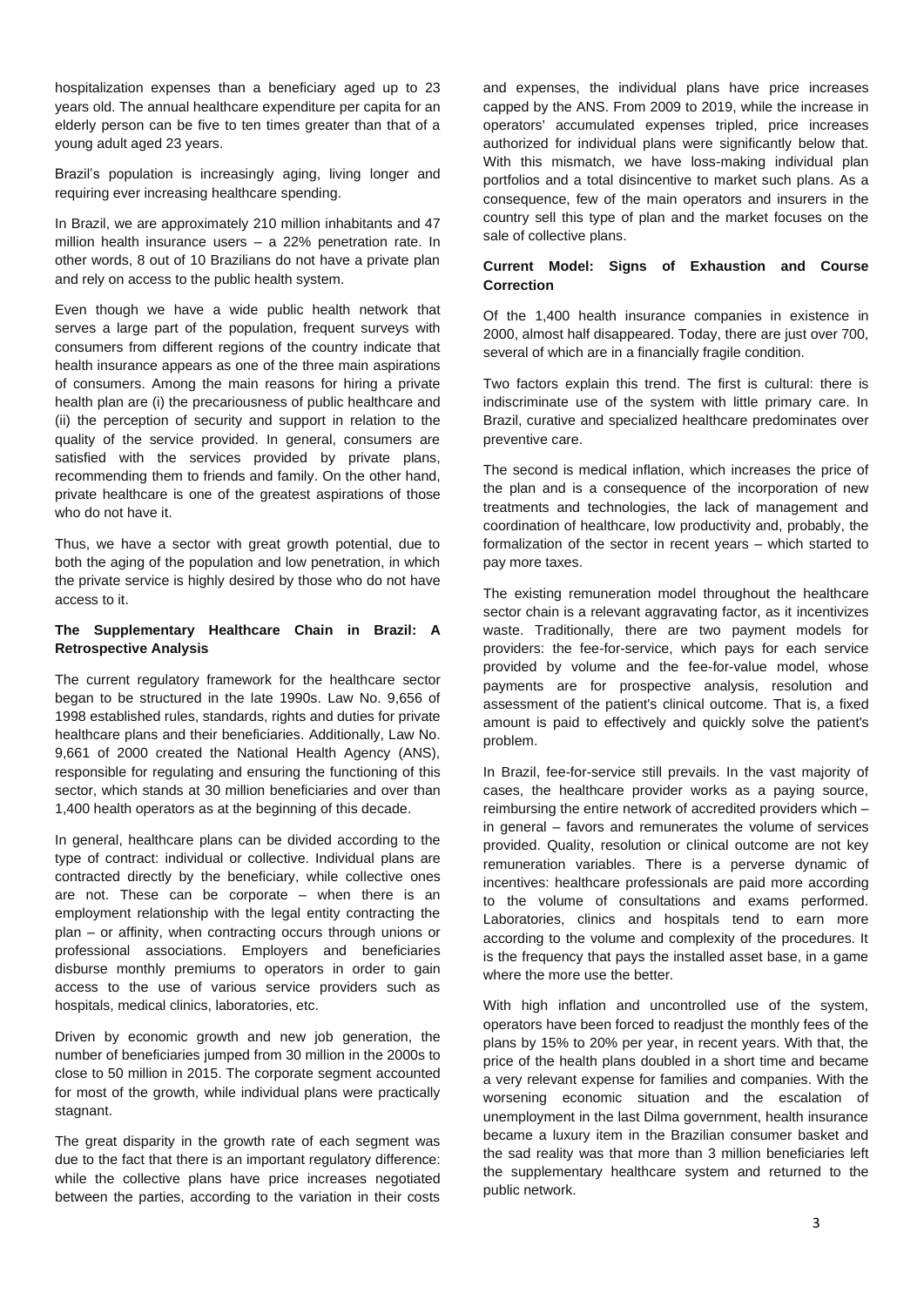hospitalization expenses than a beneficiary aged up to 23 years old. The annual healthcare expenditure per capita for an elderly person can be five to ten times greater than that of a young adult aged 23 years.

Brazil's population is increasingly aging, living longer and requiring ever increasing healthcare spending.

In Brazil, we are approximately 210 million inhabitants and 47 million health insurance users – a 22% penetration rate. In other words, 8 out of 10 Brazilians do not have a private plan and rely on access to the public health system.

Even though we have a wide public health network that serves a large part of the population, frequent surveys with consumers from different regions of the country indicate that health insurance appears as one of the three main aspirations of consumers. Among the main reasons for hiring a private health plan are (i) the precariousness of public healthcare and (ii) the perception of security and support in relation to the quality of the service provided. In general, consumers are satisfied with the services provided by private plans, recommending them to friends and family. On the other hand, private healthcare is one of the greatest aspirations of those who do not have it.

Thus, we have a sector with great growth potential, due to both the aging of the population and low penetration, in which the private service is highly desired by those who do not have access to it.

**The Supplementary Healthcare Chain in Brazil: A Retrospective Analysis**

The current regulatory framework for the healthcare sector began to be structured in the late 1990s. Law No. 9,656 of 1998 established rules, standards, rights and duties for private healthcare plans and their beneficiaries. Additionally, Law No. 9,661 of 2000 created the National Health Agency (ANS), responsible for regulating and ensuring the functioning of this sector, which stands at 30 million beneficiaries and over than 1,400 health operators as at the beginning of this decade.

In general, healthcare plans can be divided according to the type of contract: individual or collective. Individual plans are contracted directly by the beneficiary, while collective ones are not. These can be corporate – when there is an employment relationship with the legal entity contracting the plan – or affinity, when contracting occurs through unions or professional associations. Employers and beneficiaries disburse monthly premiums to operators in order to gain access to the use of various service providers such as hospitals, medical clinics, laboratories, etc.

Driven by economic growth and new job generation, the number of beneficiaries jumped from 30 million in the 2000s to close to 50 million in 2015. The corporate segment accounted for most of the growth, while individual plans were practically stagnant.

The great disparity in the growth rate of each segment was due to the fact that there is an important regulatory difference: while the collective plans have price increases negotiated between the parties, according to the variation in their costs and expenses, the individual plans have price increases capped by the ANS. From 2009 to 2019, while the increase in operators' accumulated expenses tripled, price increases authorized for individual plans were significantly below that. With this mismatch, we have loss-making individual plan portfolios and a total disincentive to market such plans. As a consequence, few of the main operators and insurers in the country sell this type of plan and the market focuses on the sale of collective plans.

**Current Model: Signs of Exhaustion and Course Correction**

Of the 1,400 health insurance companies in existence in 2000, almost half disappeared. Today, there are just over 700, several of which are in a financially fragile condition.

Two factors explain this trend. The first is cultural: there is indiscriminate use of the system with little primary care. In Brazil, curative and specialized healthcare predominates over preventive care.

The second is medical inflation, which increases the price of the plan and is a consequence of the incorporation of new treatments and technologies, the lack of management and coordination of healthcare, low productivity and, probably, the formalization of the sector in recent years – which started to pay more taxes.

The existing remuneration model throughout the healthcare sector chain is a relevant aggravating factor, as it incentivizes waste. Traditionally, there are two payment models for providers: the fee-for-service, which pays for each service provided by volume and the fee-for-value model, whose payments are for prospective analysis, resolution and assessment of the patient's clinical outcome. That is, a fixed amount is paid to effectively and quickly solve the patient's problem.

In Brazil, fee-for-service still prevails. In the vast majority of cases, the healthcare provider works as a paying source, reimbursing the entire network of accredited providers which – in general – favors and remunerates the volume of services provided. Quality, resolution or clinical outcome are not key remuneration variables. There is a perverse dynamic of incentives: healthcare professionals are paid more according to the volume of consultations and exams performed. Laboratories, clinics and hospitals tend to earn more according to the volume and complexity of the procedures. It is the frequency that pays the installed asset base, in a game where the more use the better.

With high inflation and uncontrolled use of the system, operators have been forced to readjust the monthly fees of the plans by 15% to 20% per year, in recent years. With that, the price of the health plans doubled in a short time and became a very relevant expense for families and companies. With the worsening economic situation and the escalation of unemployment in the last Dilma government, health insurance became a luxury item in the Brazilian consumer basket and the sad reality was that more than 3 million beneficiaries left the supplementary healthcare system and returned to the public network.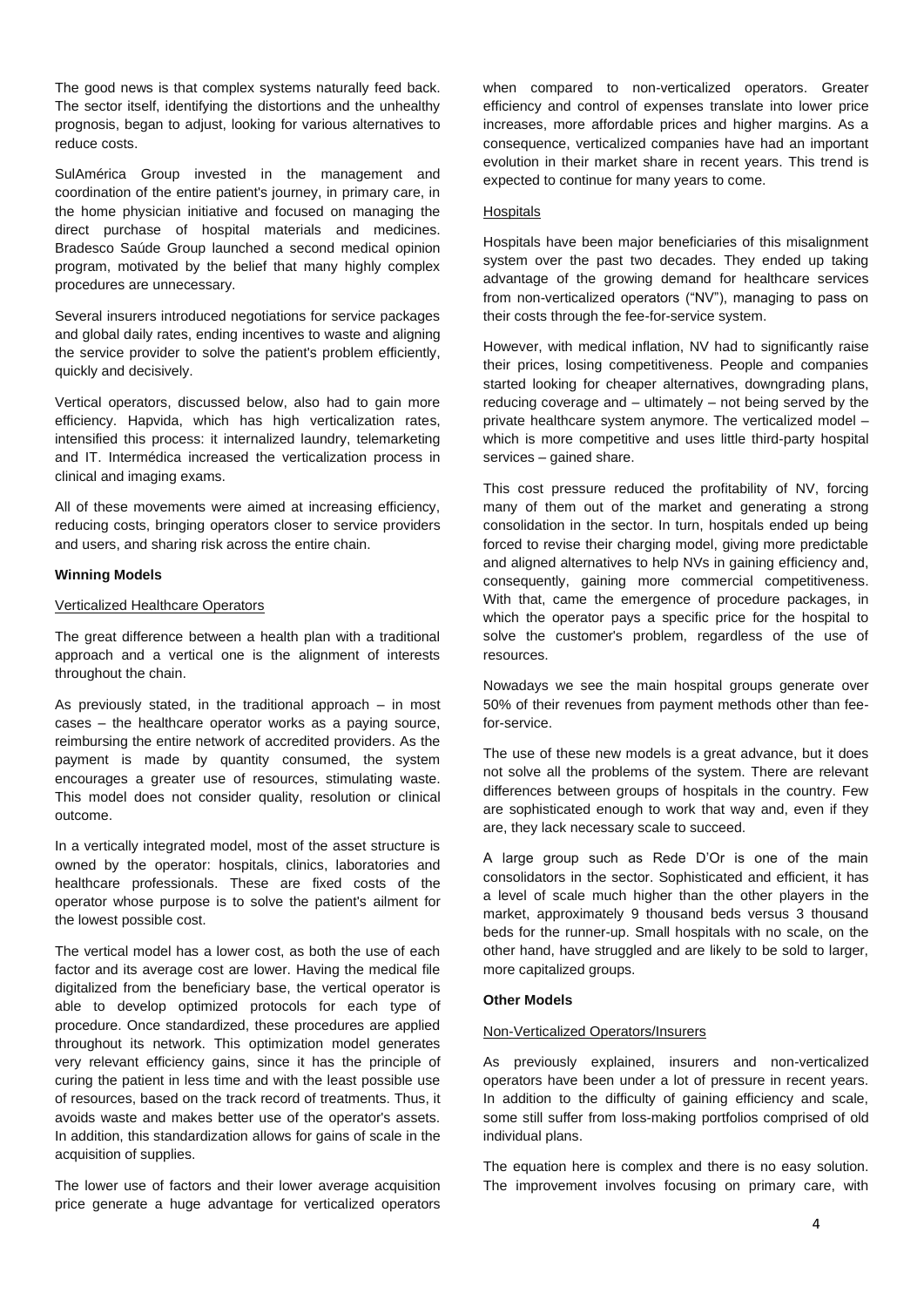The good news is that complex systems naturally feed back. The sector itself, identifying the distortions and the unhealthy prognosis, began to adjust, looking for various alternatives to reduce costs.

SulAmérica Group invested in the management and coordination of the entire patient's journey, in primary care, in the home physician initiative and focused on managing the direct purchase of hospital materials and medicines. Bradesco Saúde Group launched a second medical opinion program, motivated by the belief that many highly complex procedures are unnecessary.

Several insurers introduced negotiations for service packages and global daily rates, ending incentives to waste and aligning the service provider to solve the patient's problem efficiently, quickly and decisively.

Vertical operators, discussed below, also had to gain more efficiency. Hapvida, which has high verticalization rates, intensified this process: it internalized laundry, telemarketing and IT. Intermédica increased the verticalization process in clinical and imaging exams.

All of these movements were aimed at increasing efficiency, reducing costs, bringing operators closer to service providers and users, and sharing risk across the entire chain.

**Winning Models**

Verticalized Healthcare Operators

The great difference between a health plan with a traditional approach and a vertical one is the alignment of interests throughout the chain.

As previously stated, in the traditional approach – in most cases – the healthcare operator works as a paying source, reimbursing the entire network of accredited providers. As the payment is made by quantity consumed, the system encourages a greater use of resources, stimulating waste. This model does not consider quality, resolution or clinical outcome.

In a vertically integrated model, most of the asset structure is owned by the operator: hospitals, clinics, laboratories and healthcare professionals. These are fixed costs of the operator whose purpose is to solve the patient's ailment for the lowest possible cost.

The vertical model has a lower cost, as both the use of each factor and its average cost are lower. Having the medical file digitalized from the beneficiary base, the vertical operator is able to develop optimized protocols for each type of procedure. Once standardized, these procedures are applied throughout its network. This optimization model generates very relevant efficiency gains, since it has the principle of curing the patient in less time and with the least possible use of resources, based on the track record of treatments. Thus, it avoids waste and makes better use of the operator's assets. In addition, this standardization allows for gains of scale in the acquisition of supplies.

The lower use of factors and their lower average acquisition price generate a huge advantage for verticalized operators when compared to non-verticalized operators. Greater efficiency and control of expenses translate into lower price increases, more affordable prices and higher margins. As a consequence, verticalized companies have had an important evolution in their market share in recent years. This trend is expected to continue for many years to come.

Hospitals

Hospitals have been major beneficiaries of this misalignment system over the past two decades. They ended up taking advantage of the growing demand for healthcare services from non-verticalized operators ("NV"), managing to pass on their costs through the fee-for-service system.

However, with medical inflation, NV had to significantly raise their prices, losing competitiveness. People and companies started looking for cheaper alternatives, downgrading plans, reducing coverage and – ultimately – not being served by the private healthcare system anymore. The verticalized model – which is more competitive and uses little third-party hospital services – gained share.

This cost pressure reduced the profitability of NV, forcing many of them out of the market and generating a strong consolidation in the sector. In turn, hospitals ended up being forced to revise their charging model, giving more predictable and aligned alternatives to help NVs in gaining efficiency and, consequently, gaining more commercial competitiveness. With that, came the emergence of procedure packages, in which the operator pays a specific price for the hospital to solve the customer's problem, regardless of the use of resources.

Nowadays we see the main hospital groups generate over 50% of their revenues from payment methods other than fee-for-service.

The use of these new models is a great advance, but it does not solve all the problems of the system. There are relevant differences between groups of hospitals in the country. Few are sophisticated enough to work that way and, even if they are, they lack necessary scale to succeed.

A large group such as Rede D'Or is one of the main consolidators in the sector. Sophisticated and efficient, it has a level of scale much higher than the other players in the market, approximately 9 thousand beds versus 3 thousand beds for the runner-up. Small hospitals with no scale, on the other hand, have struggled and are likely to be sold to larger, more capitalized groups.

**Other Models**

Non-Verticalized Operators/Insurers

As previously explained, insurers and non-verticalized operators have been under a lot of pressure in recent years. In addition to the difficulty of gaining efficiency and scale, some still suffer from loss-making portfolios comprised of old individual plans.

The equation here is complex and there is no easy solution. The improvement involves focusing on primary care, with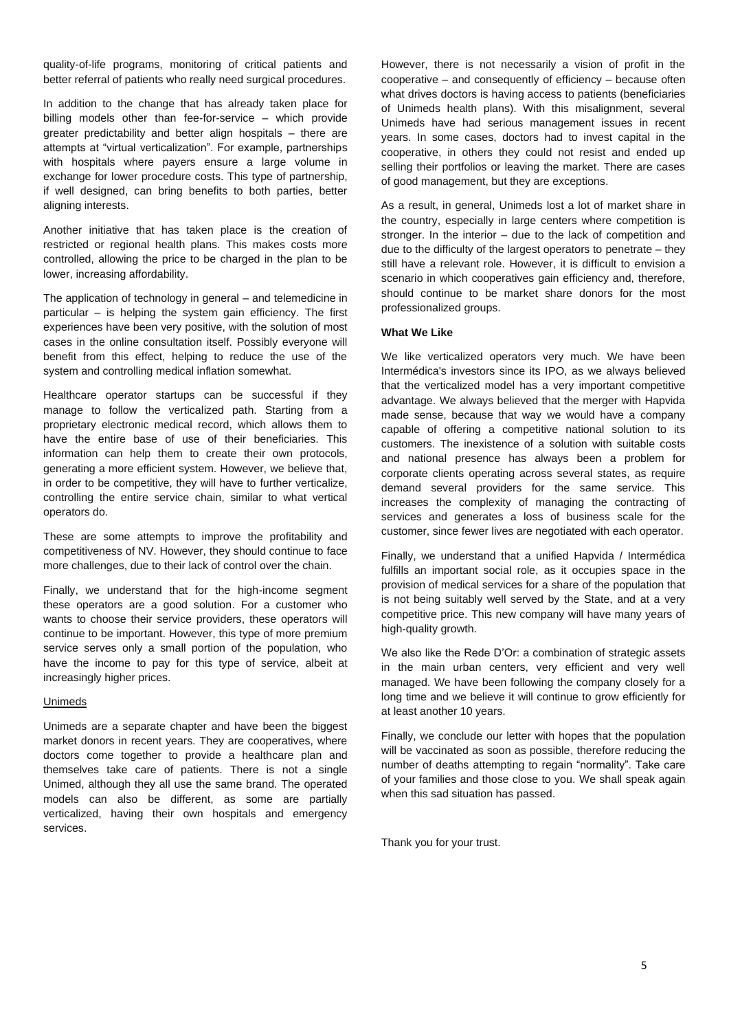quality-of-life programs, monitoring of critical patients and better referral of patients who really need surgical procedures.

In addition to the change that has already taken place for billing models other than fee-for-service – which provide greater predictability and better align hospitals – there are attempts at "virtual verticalization". For example, partnerships with hospitals where payers ensure a large volume in exchange for lower procedure costs. This type of partnership, if well designed, can bring benefits to both parties, better aligning interests.

Another initiative that has taken place is the creation of restricted or regional health plans. This makes costs more controlled, allowing the price to be charged in the plan to be lower, increasing affordability.

The application of technology in general – and telemedicine in particular – is helping the system gain efficiency. The first experiences have been very positive, with the solution of most cases in the online consultation itself. Possibly everyone will benefit from this effect, helping to reduce the use of the system and controlling medical inflation somewhat.

Healthcare operator startups can be successful if they manage to follow the verticalized path. Starting from a proprietary electronic medical record, which allows them to have the entire base of use of their beneficiaries. This information can help them to create their own protocols, generating a more efficient system. However, we believe that, in order to be competitive, they will have to further verticalize, controlling the entire service chain, similar to what vertical operators do.

These are some attempts to improve the profitability and competitiveness of NV. However, they should continue to face more challenges, due to their lack of control over the chain.

Finally, we understand that for the high-income segment these operators are a good solution. For a customer who wants to choose their service providers, these operators will continue to be important. However, this type of more premium service serves only a small portion of the population, who have the income to pay for this type of service, albeit at increasingly higher prices.

Unimeds

Unimeds are a separate chapter and have been the biggest market donors in recent years. They are cooperatives, where doctors come together to provide a healthcare plan and themselves take care of patients. There is not a single Unimed, although they all use the same brand. The operated models can also be different, as some are partially verticalized, having their own hospitals and emergency services.

However, there is not necessarily a vision of profit in the cooperative – and consequently of efficiency – because often what drives doctors is having access to patients (beneficiaries of Unimeds health plans). With this misalignment, several Unimeds have had serious management issues in recent years. In some cases, doctors had to invest capital in the cooperative, in others they could not resist and ended up selling their portfolios or leaving the market. There are cases of good management, but they are exceptions.

As a result, in general, Unimeds lost a lot of market share in the country, especially in large centers where competition is stronger. In the interior – due to the lack of competition and due to the difficulty of the largest operators to penetrate – they still have a relevant role. However, it is difficult to envision a scenario in which cooperatives gain efficiency and, therefore, should continue to be market share donors for the most professionalized groups.

**What We Like**

We like verticalized operators very much. We have been Intermédica's investors since its IPO, as we always believed that the verticalized model has a very important competitive advantage. We always believed that the merger with Hapvida made sense, because that way we would have a company capable of offering a competitive national solution to its customers. The inexistence of a solution with suitable costs and national presence has always been a problem for corporate clients operating across several states, as require demand several providers for the same service. This increases the complexity of managing the contracting of services and generates a loss of business scale for the customer, since fewer lives are negotiated with each operator.

Finally, we understand that a unified Hapvida / Intermédica fulfills an important social role, as it occupies space in the provision of medical services for a share of the population that is not being suitably well served by the State, and at a very competitive price. This new company will have many years of high-quality growth.

We also like the Rede D'Or: a combination of strategic assets in the main urban centers, very efficient and very well managed. We have been following the company closely for a long time and we believe it will continue to grow efficiently for at least another 10 years.

Finally, we conclude our letter with hopes that the population will be vaccinated as soon as possible, therefore reducing the number of deaths attempting to regain "normality". Take care of your families and those close to you. We shall speak again when this sad situation has passed.

Thank you for your trust.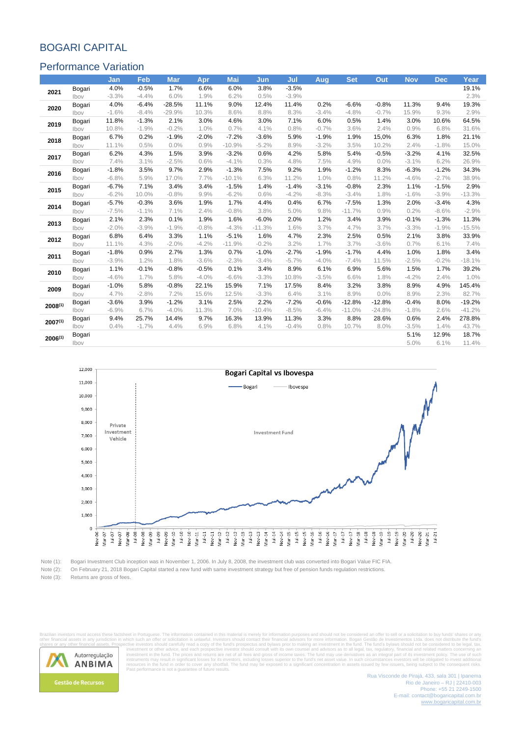# BOGARI CAPITAL

## Performance Variation

| | | Jan | Feb | Mar | Apr | Mai | Jun | Jul | Aug | Set | Out | Nov | Dec | Year |
|---|---|---|---|---|---|---|---|---|---|---|---|---|---|---|
| 2021 | Bogari | 4.0% | -0.5% | 1.7% | 6.6% | 6.0% | 3.8% | -3.5% | | | | | | 19.1% |
| | Ibov | -3.3% | -4.4% | 6.0% | 1.9% | 6.2% | 0.5% | -3.9% | | | | | | 2.3% |
| 2020 | Bogari | 4.0% | -6.4% | -28.5% | 11.1% | 9.0% | 12.4% | 11.4% | 0.2% | -6.6% | -0.8% | 11.3% | 9.4% | 19.3% |
| | Ibov | -1.6% | -8.4% | -29.9% | 10.3% | 8.6% | 8.8% | 8.3% | -3.4% | -4.8% | -0.7% | 15.9% | 9.3% | 2.9% |
| 2019 | Bogari | 11.8% | -1.3% | 2.1% | 3.0% | 4.6% | 3.0% | 7.1% | 6.0% | 0.5% | 1.4% | 3.0% | 10.6% | 64.5% |
| | Ibov | 10.8% | -1.9% | -0.2% | 1.0% | 0.7% | 4.1% | 0.8% | -0.7% | 3.6% | 2.4% | 0.9% | 6.8% | 31.6% |
| 2018 | Bogari | 6.7% | 0.2% | -1.9% | -2.0% | -7.2% | -3.6% | 5.9% | -1.9% | 1.9% | 15,0% | 6.3% | 1.8% | 21.1% |
| | Ibov | 11.1% | 0.5% | 0.0% | 0.9% | -10.9% | -5.2% | 8.9% | -3.2% | 3.5% | 10.2% | 2.4% | -1.8% | 15.0% |
| 2017 | Bogari | 6.2% | 4.3% | 1.5% | 3.9% | -3.2% | 0.6% | 4.2% | 5.8% | 5.4% | -0.5% | -3.2% | 4.1% | 32.5% |
| | Ibov | 7.4% | 3.1% | -2.5% | 0.6% | -4.1% | 0.3% | 4.8% | 7.5% | 4.9% | 0.0% | -3.1% | 6.2% | 26.9% |
| 2016 | Bogari | -1.8% | 3.5% | 9.7% | 2.9% | -1.3% | 7.5% | 9.2% | 1.9% | -1.2% | 8.3% | -6.3% | -1.2% | 34.3% |
| | Ibov | -6.8% | 5.9% | 17.0% | 7.7% | -10.1% | 6.3% | 11.2% | 1.0% | 0.8% | 11.2% | -4.6% | -2.7% | 38.9% |
| 2015 | Bogari | -6.7% | 7.1% | 3.4% | 3.4% | -1.5% | 1.4% | -1.4% | -3.1% | -0.8% | 2.3% | 1.1% | -1.5% | 2.9% |
| | Ibov | -6.2% | 10.0% | -0.8% | 9.9% | -6.2% | 0.6% | -4.2% | -8.3% | -3.4% | 1.8% | -1.6% | -3.9% | -13.3% |
| 2014 | Bogari | -5.7% | -0.3% | 3.6% | 1.9% | 1.7% | 4.4% | 0.4% | 6.7% | -7.5% | 1.3% | 2.0% | -3.4% | 4.3% |
| | Ibov | -7.5% | -1.1% | 7.1% | 2.4% | -0.8% | 3.8% | 5.0% | 9.8% | -11.7% | 0.9% | 0.2% | -8.6% | -2.9% |
| 2013 | Bogari | 2.1% | 2.3% | 0.1% | 1.9% | 1.6% | -6.0% | 2.0% | 1.2% | 3.4% | 3.9% | -0.1% | -1.3% | 11.3% |
| | Ibov | -2.0% | -3.9% | -1.9% | -0.8% | -4.3% | -11.3% | 1.6% | 3.7% | 4.7% | 3.7% | -3.3% | -1.9% | -15.5% |
| 2012 | Bogari | 6.8% | 6.4% | 3.3% | 1.1% | -5.1% | 1.6% | 4.7% | 2.3% | 2.5% | 0.5% | 2.1% | 3.8% | 33.9% |
| | Ibov | 11.1% | 4.3% | -2.0% | -4.2% | -11.9% | -0.2% | 3.2% | 1.7% | 3.7% | -3.6% | 0.7% | 6.1% | 7.4% |
| 2011 | Bogari | -1.8% | 0.9% | 2.7% | 1.3% | 0.7% | -1.0% | -2.7% | -1.9% | -1.7% | 4.4% | 1.0% | 1.8% | 3.4% |
| | Ibov | -3.9% | 1.2% | 1.8% | -3.6% | -2.3% | -3.4% | -5.7% | -4.0% | -7.4% | 11.5% | -2.5% | -0.2% | -18.1% |
| 2010 | Bogari | 1.1% | -0.1% | -0.8% | -0.5% | 0.1% | 3.4% | 8.9% | 6.1% | 6.9% | 5.6% | 1.5% | 1.7% | 39.2% |
| | Ibov | -4.6% | 1.7% | 5.8% | -4.0% | -6.6% | -3.3% | 10.8% | -3.5% | 6.6% | 1.8% | -4.2% | 2.4% | 1.0% |
| 2009 | Bogari | -1.0% | 5.8% | -0.8% | 22.1% | 15.9% | 7.1% | 17.5% | 8.4% | 3.2% | 3.8% | 8.9% | 4.9% | 145.4% |
| | Ibov | 4.7% | -2.8% | 7.2% | 15.6% | 12.5% | -3.3% | 6.4% | 3.1% | 8.9% | 0.0% | 8.9% | 2.3% | 82.7% |
| 2008(1) | Bogari | -3.6% | 3.9% | -1.2% | 3.1% | 2.5% | 2.2% | -7.2% | -0.6% | -12.8% | -12.8% | -0.4% | 8.0% | -19.2% |
| | Ibov | -6.9% | 6.7% | -4.0% | 11.3% | 7.0% | -10.4% | -8.5% | -6.4% | -11.0% | -24.8% | -1.8% | 2.6% | -41.2% |
| 2007(1) | Bogari | 9.4% | 25.7% | 14.4% | 9.7% | 16.3% | 13.9% | 11.3% | 3.3% | 8.8% | 28.6% | 0.6% | 2.4% | 278.8% |
| | Ibov | 0.4% | -1.7% | 4.4% | 6.9% | 6.8% | 4.1% | -0.4% | 0.8% | 10.7% | 8.0% | -3.5% | 1.4% | 43.7% |
| 2006(1) | Bogari | | | | | | | | | | | 5.1% | 12.9% | 18.7% |
| | Ibov | | | | | | | | | | | 5.0% | 6.1% | 11.4% |

Bogari Capital vs Ibovespa

Bogari — Ibovespa

Private Investment Vehicle

Investment Fund

Note (1): Bogari Investment Club inception was in November 1, 2006. In July 8, 2008, the investment club was converted into Bogari Value FIC FIA.

Note (2): On February 21, 2018 Bogari Capital started a new fund with same investment strategy but free of pension funds regulation restrictions.

Note (3): Returns are gross of fees.

Brazilian investors must access these factsheet in Portuguese. The information contained in this material is merely for information purposes and should not be considered an offer to sell or a solicitation to buy funds' shares or any other financial assets in any jurisdiction in which such an offer or solicitation is unlawful. Investors should contact their financial advisors for more information. Bogari Gestão de Investimentos Ltda. does not distribute the fund's shares or any other financial assets. Prospective investors should carefully read a copy of the fund's prospectus and bylaws prior to making an investment in the fund. The fund's bylaws should not be considered to be legal, tax, investment or other advice, and each prospective investor should consult with its own counsel and advisors as to all legal, tax, regulatory, financial and related matters concerning an investment in the fund. The prices and returns are net of all fees and gross of income taxes. The fund may use derivatives as an integral part of its investment policy. The use of such instruments may result in significant losses for its investors, including losses superior to the fund's net asset value. In such circumstances investors will be obligated to invest additional resources in the fund in order to cover any shortfall. The fund may be exposed to a significant concentration in assets issued by few issuers, being subject to the consequent risks. Past performance is not a guarantee of future results.

Autorregulação ANBIMA

Gestão de Recursos

Rua Visconde de Pirajá, 433, sala 301 | Ipanema
Rio de Janeiro – RJ | 22410-003
Phone: +55 21 2249-1500
E-mail: contact@bogaricapital.com.br
www.bogaricapital.com.br